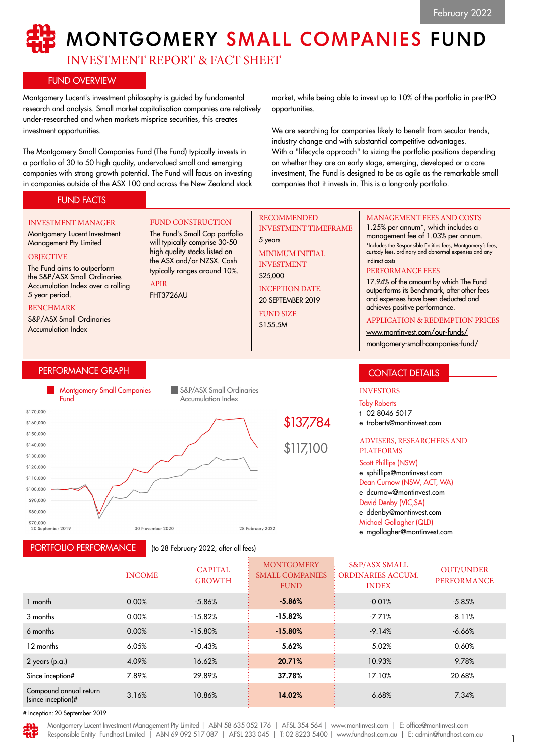February 2022

# MONTGOMERY SMALL COMPANIES FUND

## INVESTMENT REPORT & FACT SHEET

## FUND OVERVIEW

Montgomery Lucent's investment philosophy is guided by fundamental research and analysis. Small market capitalisation companies are relatively under-researched and when markets misprice securities, this creates investment opportunities.

The Montgomery Small Companies Fund (The Fund) typically invests in a portfolio of 30 to 50 high quality, undervalued small and emerging companies with strong growth potential. The Fund will focus on investing in companies outside of the ASX 100 and across the New Zealand stock market, while being able to invest up to 10% of the portfolio in pre-IPO opportunities.

We are searching for companies likely to benefit from secular trends, industry change and with substantial competitive advantages.
With a "lifecycle approach" to sizing the portfolio positions depending on whether they are an early stage, emerging, developed or a core investment, The Fund is designed to be as agile as the remarkable small companies that it invests in. This is a long-only portfolio.

## FUND FACTS

**INVESTMENT MANAGER**
Montgomery Lucent Investment Management Pty Limited

**OBJECTIVE**
The Fund aims to outperform the S&P/ASX Small Ordinaries Accumulation Index over a rolling 5 year period.

**BENCHMARK**
S&P/ASX Small Ordinaries Accumulation Index

**FUND CONSTRUCTION**
The Fund's Small Cap portfolio will typically comprise 30-50 high quality stocks listed on the ASX and/or NZSX. Cash typically ranges around 10%.

**APIR**
FHT3726AU

**RECOMMENDED INVESTMENT TIMEFRAME**
5 years

**MINIMUM INITIAL INVESTMENT**
$25,000

**INCEPTION DATE**
20 SEPTEMBER 2019

**FUND SIZE**
$155.5M

**MANAGEMENT FEES AND COSTS**
1.25% per annum*, which includes a management fee of 1.03% per annum.
*Includes the Responsible Entities fees, Montgomery's fees, custody fees, ordinary and abnormal expenses and any indirect costs

**PERFORMANCE FEES**
17.94% of the amount by which The Fund outperforms its Benchmark, after other fees and expenses have been deducted and achieves positive performance.

**APPLICATION & REDEMPTION PRICES**
www.montinvest.com/our-funds/montgomery-small-companies-fund/

## PERFORMANCE GRAPH

Montgomery Small Companies Fund: $137,784
S&P/ASX Small Ordinaries Accumulation Index: $117,100

(20 September 2019 – 30 November 2020 – 28 February 2022)

## CONTACT DETAILS

**INVESTORS**
Toby Roberts
t 02 8046 5017
e troberts@montinvest.com

**ADVISERS, RESEARCHERS AND PLATFORMS**
Scott Phillips (NSW)
e sphillips@montinvest.com
Dean Curnow (NSW, ACT, WA)
e dcurnow@montinvest.com
David Denby (VIC,SA)
e ddenby@montinvest.com
Michael Gollagher (QLD)
e mgollagher@montinvest.com

## PORTFOLIO PERFORMANCE

(to 28 February 2022, after all fees)

| | INCOME | CAPITAL GROWTH | MONTGOMERY SMALL COMPANIES FUND | S&P/ASX SMALL ORDINARIES ACCUM. INDEX | OUT/UNDER PERFORMANCE |
|---|---|---|---|---|---|
| 1 month | 0.00% | -5.86% | **-5.86%** | -0.01% | -5.85% |
| 3 months | 0.00% | -15.82% | **-15.82%** | -7.71% | -8.11% |
| 6 months | 0.00% | -15.80% | **-15.80%** | -9.14% | -6.66% |
| 12 months | 6.05% | -0.43% | **5.62%** | 5.02% | 0.60% |
| 2 years (p.a.) | 4.09% | 16.62% | **20.71%** | 10.93% | 9.78% |
| Since inception# | 7.89% | 29.89% | **37.78%** | 17.10% | 20.68% |
| Compound annual return (since inception)# | 3.16% | 10.86% | **14.02%** | 6.68% | 7.34% |

# Inception: 20 September 2019

Montgomery Lucent Investment Management Pty Limited | ABN 58 635 052 176 | AFSL 354 564 | www.montinvest.com | E: office@montinvest.com
Responsible Entity Fundhost Limited | ABN 69 092 517 087 | AFSL 233 045 | T: 02 8223 5400 | www.fundhost.com.au | E: admin@fundhost.com.au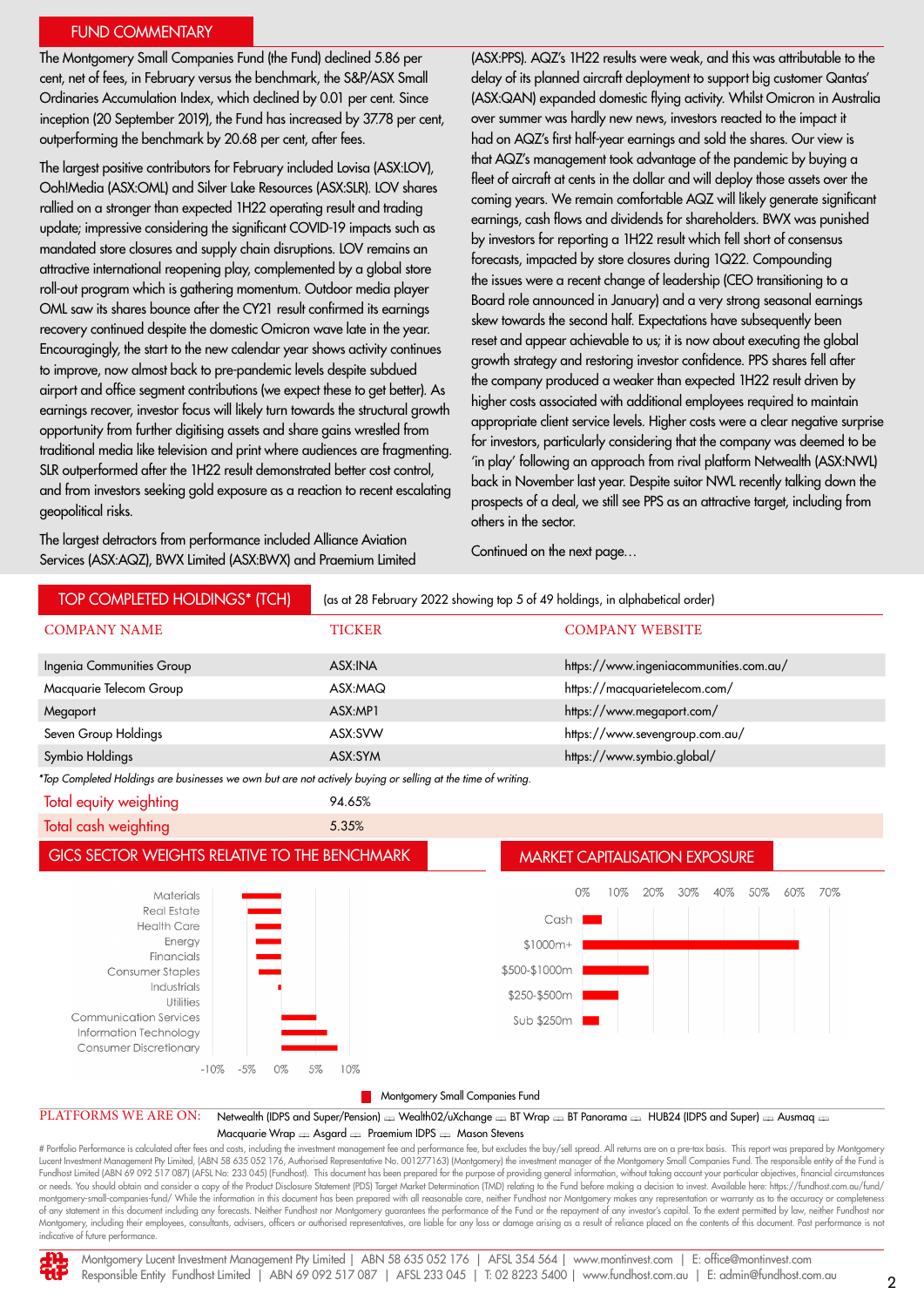## FUND COMMENTARY

The Montgomery Small Companies Fund (the Fund) declined 5.86 per cent, net of fees, in February versus the benchmark, the S&P/ASX Small Ordinaries Accumulation Index, which declined by 0.01 per cent. Since inception (20 September 2019), the Fund has increased by 37.78 per cent, outperforming the benchmark by 20.68 per cent, after fees.

The largest positive contributors for February included Lovisa (ASX:LOV), Ooh!Media (ASX:OML) and Silver Lake Resources (ASX:SLR). LOV shares rallied on a stronger than expected 1H22 operating result and trading update; impressive considering the significant COVID-19 impacts such as mandated store closures and supply chain disruptions. LOV remains an attractive international reopening play, complemented by a global store roll-out program which is gathering momentum. Outdoor media player OML saw its shares bounce after the CY21 result confirmed its earnings recovery continued despite the domestic Omicron wave late in the year. Encouragingly, the start to the new calendar year shows activity continues to improve, now almost back to pre-pandemic levels despite subdued airport and office segment contributions (we expect these to get better). As earnings recover, investor focus will likely turn towards the structural growth opportunity from further digitising assets and share gains wrestled from traditional media like television and print where audiences are fragmenting. SLR outperformed after the 1H22 result demonstrated better cost control, and from investors seeking gold exposure as a reaction to recent escalating geopolitical risks.

The largest detractors from performance included Alliance Aviation Services (ASX:AQZ), BWX Limited (ASX:BWX) and Praemium Limited (ASX:PPS). AQZ's 1H22 results were weak, and this was attributable to the delay of its planned aircraft deployment to support big customer Qantas' (ASX:QAN) expanded domestic flying activity. Whilst Omicron in Australia over summer was hardly new news, investors reacted to the impact it had on AQZ's first half-year earnings and sold the shares. Our view is that AQZ's management took advantage of the pandemic by buying a fleet of aircraft at cents in the dollar and will deploy those assets over the coming years. We remain comfortable AQZ will likely generate significant earnings, cash flows and dividends for shareholders. BWX was punished by investors for reporting a 1H22 result which fell short of consensus forecasts, impacted by store closures during 1Q22. Compounding the issues were a recent change of leadership (CEO transitioning to a Board role announced in January) and a very strong seasonal earnings skew towards the second half. Expectations have subsequently been reset and appear achievable to us; it is now about executing the global growth strategy and restoring investor confidence. PPS shares fell after the company produced a weaker than expected 1H22 result driven by higher costs associated with additional employees required to maintain appropriate client service levels. Higher costs were a clear negative surprise for investors, particularly considering that the company was deemed to be 'in play' following an approach from rival platform Netwealth (ASX:NWL) back in November last year. Despite suitor NWL recently talking down the prospects of a deal, we still see PPS as an attractive target, including from others in the sector.

Continued on the next page...

## TOP COMPLETED HOLDINGS* (TCH)

(as at 28 February 2022 showing top 5 of 49 holdings, in alphabetical order)

| COMPANY NAME | TICKER | COMPANY WEBSITE |
|---|---|---|
| Ingenia Communities Group | ASX:INA | https://www.ingeniacommunities.com.au/ |
| Macquarie Telecom Group | ASX:MAQ | https://macquarietelecom.com/ |
| Megaport | ASX:MP1 | https://www.megaport.com/ |
| Seven Group Holdings | ASX:SVW | https://www.sevengroup.com.au/ |
| Symbio Holdings | ASX:SYM | https://www.symbio.global/ |

*\*Top Completed Holdings are businesses we own but are not actively buying or selling at the time of writing.*

| | |
|---|---|
| Total equity weighting | 94.65% |
| Total cash weighting | 5.35% |

## GICS SECTOR WEIGHTS RELATIVE TO THE BENCHMARK

Materials, Real Estate, Health Care, Energy, Financials, Consumer Staples, Industrials, Utilities, Communication Services, Information Technology, Consumer Discretionary

-10% -5% 0% 5% 10%

## MARKET CAPITALISATION EXPOSURE

Cash, $1000m+, $500-$1000m, $250-$500m, Sub $250m

0% 10% 20% 30% 40% 50% 60% 70%

Montgomery Small Companies Fund

**PLATFORMS WE ARE ON:** Netwealth (IDPS and Super/Pension) | Wealth02/uXchange | BT Wrap | BT Panorama | HUB24 (IDPS and Super) | Ausmaq | Macquarie Wrap | Asgard | Praemium IDPS | Mason Stevens

# Portfolio Performance is calculated after fees and costs, including the investment management fee and performance fee, but excludes the buy/sell spread. All returns are on a pre-tax basis. This report was prepared by Montgomery Lucent Investment Management Pty Limited, (ABN 58 635 052 176, Authorised Representative No. 001277163) (Montgomery) the investment manager of the Montgomery Small Companies Fund. The responsible entity of the Fund is Fundhost Limited (ABN 69 092 517 087) (AFSL No: 233 045) (Fundhost). This document has been prepared for the purpose of providing general information, without taking account your particular objectives, financial circumstances or needs. You should obtain and consider a copy of the Product Disclosure Statement (PDS) Target Market Determination (TMD) relating to the Fund before making a decision to invest. Available here: https://fundhost.com.au/fund/montgomery-small-companies-fund/ While the information in this document has been prepared with all reasonable care, neither Fundhost nor Montgomery makes any representation or warranty as to the accuracy or completeness of any statement in this document including any forecasts. Neither Fundhost nor Montgomery guarantees the performance of the Fund or the repayment of any investor's capital. To the extent permitted by law, neither Fundhost nor Montgomery, including their employees, consultants, advisers, officers or authorised representatives, are liable for any loss or damage arising as a result of reliance placed on the contents of this document. Past performance is not indicative of future performance.

Montgomery Lucent Investment Management Pty Limited | ABN 58 635 052 176 | AFSL 354 564 | www.montinvest.com | E: office@montinvest.com
Responsible Entity Fundhost Limited | ABN 69 092 517 087 | AFSL 233 045 | T: 02 8223 5400 | www.fundhost.com.au | E: admin@fundhost.com.au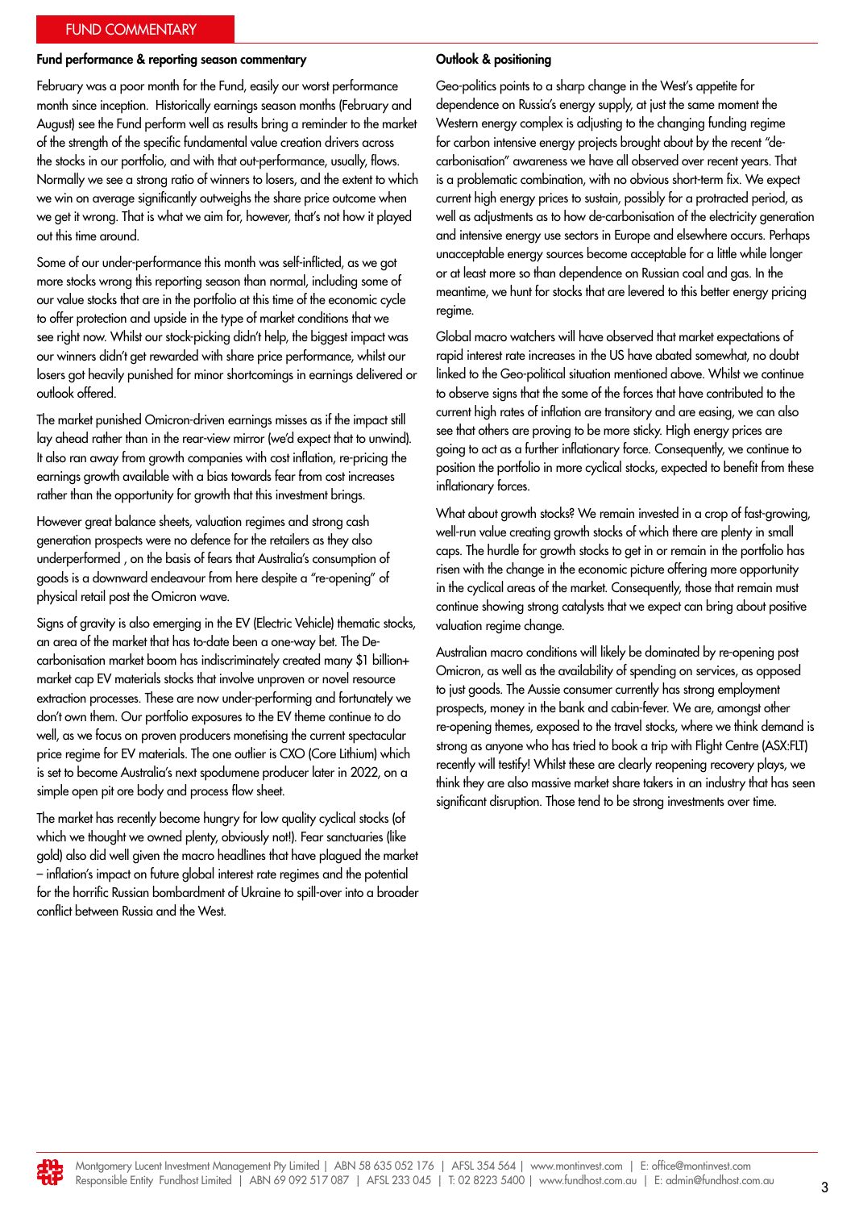FUND COMMENTARY

## Fund performance & reporting season commentary

February was a poor month for the Fund, easily our worst performance month since inception. Historically earnings season months (February and August) see the Fund perform well as results bring a reminder to the market of the strength of the specific fundamental value creation drivers across the stocks in our portfolio, and with that out-performance, usually, flows. Normally we see a strong ratio of winners to losers, and the extent to which we win on average significantly outweighs the share price outcome when we get it wrong. That is what we aim for, however, that's not how it played out this time around.

Some of our under-performance this month was self-inflicted, as we got more stocks wrong this reporting season than normal, including some of our value stocks that are in the portfolio at this time of the economic cycle to offer protection and upside in the type of market conditions that we see right now. Whilst our stock-picking didn't help, the biggest impact was our winners didn't get rewarded with share price performance, whilst our losers got heavily punished for minor shortcomings in earnings delivered or outlook offered.

The market punished Omicron-driven earnings misses as if the impact still lay ahead rather than in the rear-view mirror (we'd expect that to unwind). It also ran away from growth companies with cost inflation, re-pricing the earnings growth available with a bias towards fear from cost increases rather than the opportunity for growth that this investment brings.

However great balance sheets, valuation regimes and strong cash generation prospects were no defence for the retailers as they also underperformed , on the basis of fears that Australia's consumption of goods is a downward endeavour from here despite a "re-opening" of physical retail post the Omicron wave.

Signs of gravity is also emerging in the EV (Electric Vehicle) thematic stocks, an area of the market that has to-date been a one-way bet. The De-carbonisation market boom has indiscriminately created many $1 billion+ market cap EV materials stocks that involve unproven or novel resource extraction processes. These are now under-performing and fortunately we don't own them. Our portfolio exposures to the EV theme continue to do well, as we focus on proven producers monetising the current spectacular price regime for EV materials. The one outlier is CXO (Core Lithium) which is set to become Australia's next spodumene producer later in 2022, on a simple open pit ore body and process flow sheet.

The market has recently become hungry for low quality cyclical stocks (of which we thought we owned plenty, obviously not!). Fear sanctuaries (like gold) also did well given the macro headlines that have plagued the market – inflation's impact on future global interest rate regimes and the potential for the horrific Russian bombardment of Ukraine to spill-over into a broader conflict between Russia and the West.

## Outlook & positioning

Geo-politics points to a sharp change in the West's appetite for dependence on Russia's energy supply, at just the same moment the Western energy complex is adjusting to the changing funding regime for carbon intensive energy projects brought about by the recent "de-carbonisation" awareness we have all observed over recent years. That is a problematic combination, with no obvious short-term fix. We expect current high energy prices to sustain, possibly for a protracted period, as well as adjustments as to how de-carbonisation of the electricity generation and intensive energy use sectors in Europe and elsewhere occurs. Perhaps unacceptable energy sources become acceptable for a little while longer or at least more so than dependence on Russian coal and gas. In the meantime, we hunt for stocks that are levered to this better energy pricing regime.

Global macro watchers will have observed that market expectations of rapid interest rate increases in the US have abated somewhat, no doubt linked to the Geo-political situation mentioned above. Whilst we continue to observe signs that the some of the forces that have contributed to the current high rates of inflation are transitory and are easing, we can also see that others are proving to be more sticky. High energy prices are going to act as a further inflationary force. Consequently, we continue to position the portfolio in more cyclical stocks, expected to benefit from these inflationary forces.

What about growth stocks? We remain invested in a crop of fast-growing, well-run value creating growth stocks of which there are plenty in small caps. The hurdle for growth stocks to get in or remain in the portfolio has risen with the change in the economic picture offering more opportunity in the cyclical areas of the market. Consequently, those that remain must continue showing strong catalysts that we expect can bring about positive valuation regime change.

Australian macro conditions will likely be dominated by re-opening post Omicron, as well as the availability of spending on services, as opposed to just goods. The Aussie consumer currently has strong employment prospects, money in the bank and cabin-fever. We are, amongst other re-opening themes, exposed to the travel stocks, where we think demand is strong as anyone who has tried to book a trip with Flight Centre (ASX:FLT) recently will testify! Whilst these are clearly reopening recovery plays, we think they are also massive market share takers in an industry that has seen significant disruption. Those tend to be strong investments over time.

Montgomery Lucent Investment Management Pty Limited | ABN 58 635 052 176 | AFSL 354 564 | www.montinvest.com | E: office@montinvest.com
Responsible Entity Fundhost Limited | ABN 69 092 517 087 | AFSL 233 045 | T: 02 8223 5400 | www.fundhost.com.au | E: admin@fundhost.com.au